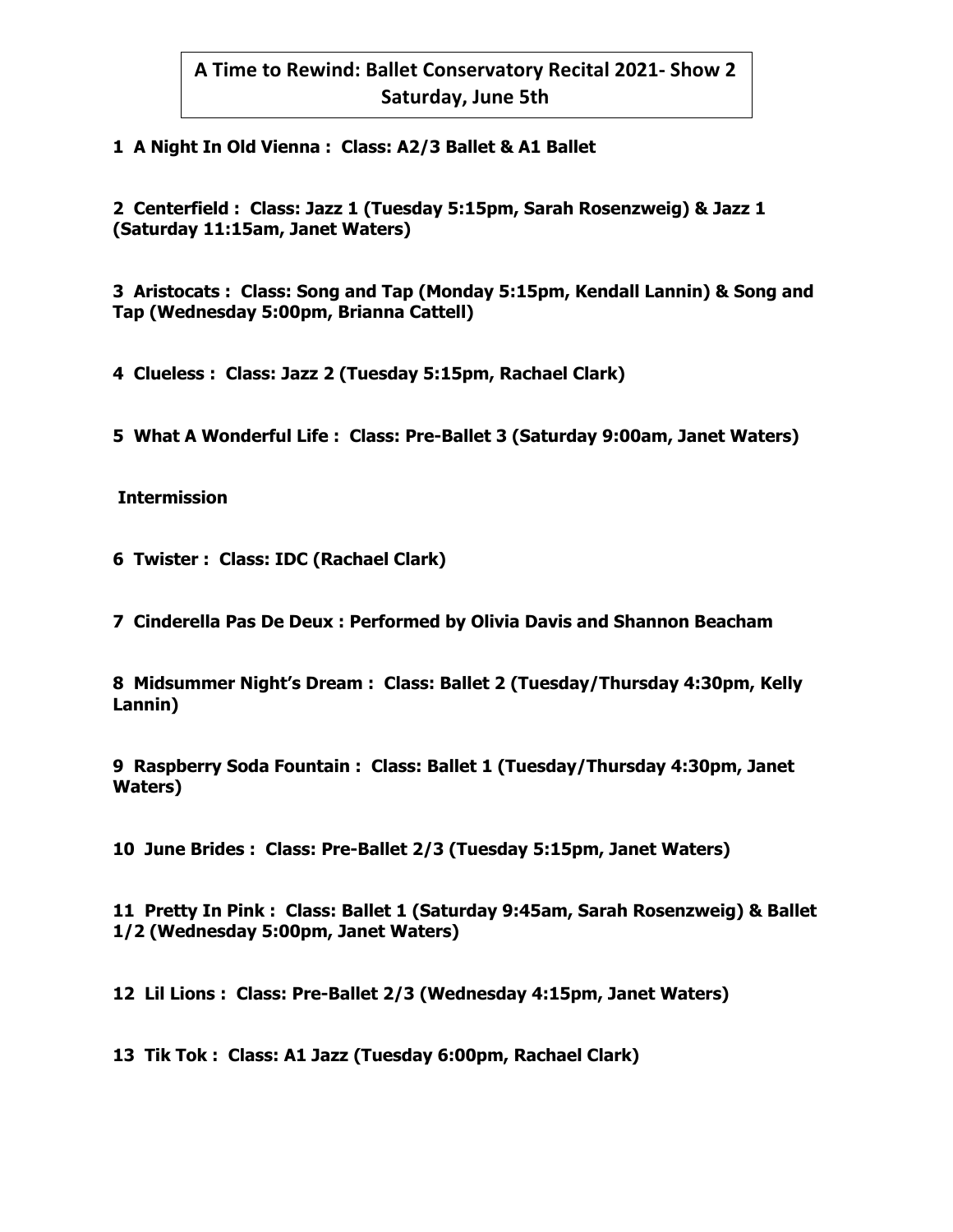# A Time to Rewind: Ballet Conservatory Recital 2021- Show 2
## Saturday, June 5th

**1 A Night In Old Vienna : Class: A2/3 Ballet & A1 Ballet**

**2 Centerfield : Class: Jazz 1 (Tuesday 5:15pm, Sarah Rosenzweig) & Jazz 1 (Saturday 11:15am, Janet Waters)**

**3 Aristocats : Class: Song and Tap (Monday 5:15pm, Kendall Lannin) & Song and Tap (Wednesday 5:00pm, Brianna Cattell)**

**4 Clueless : Class: Jazz 2 (Tuesday 5:15pm, Rachael Clark)**

**5 What A Wonderful Life : Class: Pre-Ballet 3 (Saturday 9:00am, Janet Waters)**

**Intermission**

**6 Twister : Class: IDC (Rachael Clark)**

**7 Cinderella Pas De Deux : Performed by Olivia Davis and Shannon Beacham**

**8 Midsummer Night's Dream : Class: Ballet 2 (Tuesday/Thursday 4:30pm, Kelly Lannin)**

**9 Raspberry Soda Fountain : Class: Ballet 1 (Tuesday/Thursday 4:30pm, Janet Waters)**

**10 June Brides : Class: Pre-Ballet 2/3 (Tuesday 5:15pm, Janet Waters)**

**11 Pretty In Pink : Class: Ballet 1 (Saturday 9:45am, Sarah Rosenzweig) & Ballet 1/2 (Wednesday 5:00pm, Janet Waters)**

**12 Lil Lions : Class: Pre-Ballet 2/3 (Wednesday 4:15pm, Janet Waters)**

**13 Tik Tok : Class: A1 Jazz (Tuesday 6:00pm, Rachael Clark)**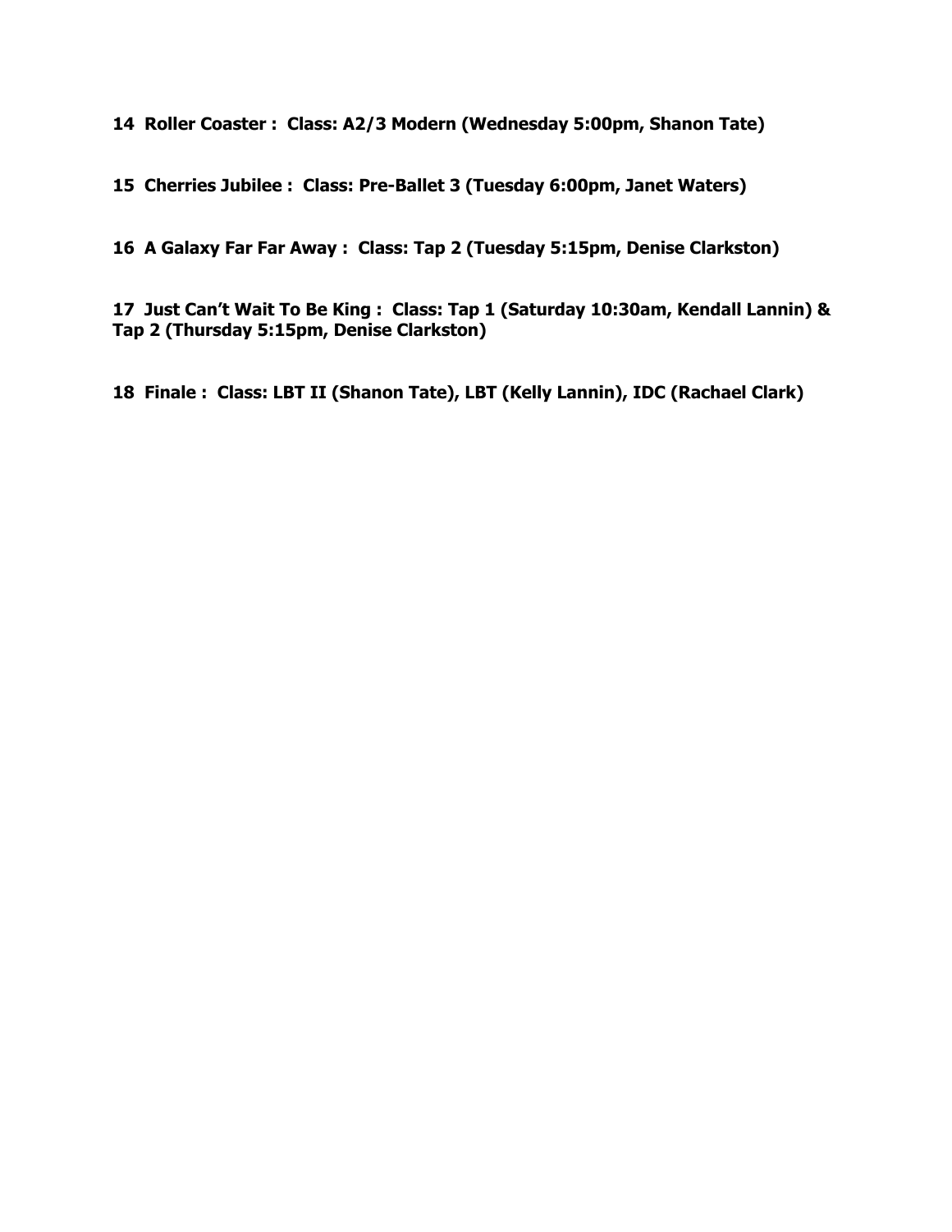**14 Roller Coaster : Class: A2/3 Modern (Wednesday 5:00pm, Shanon Tate)**

**15 Cherries Jubilee : Class: Pre-Ballet 3 (Tuesday 6:00pm, Janet Waters)**

**16 A Galaxy Far Far Away : Class: Tap 2 (Tuesday 5:15pm, Denise Clarkston)**

**17 Just Can't Wait To Be King : Class: Tap 1 (Saturday 10:30am, Kendall Lannin) & Tap 2 (Thursday 5:15pm, Denise Clarkston)**

**18 Finale : Class: LBT II (Shanon Tate), LBT (Kelly Lannin), IDC (Rachael Clark)**